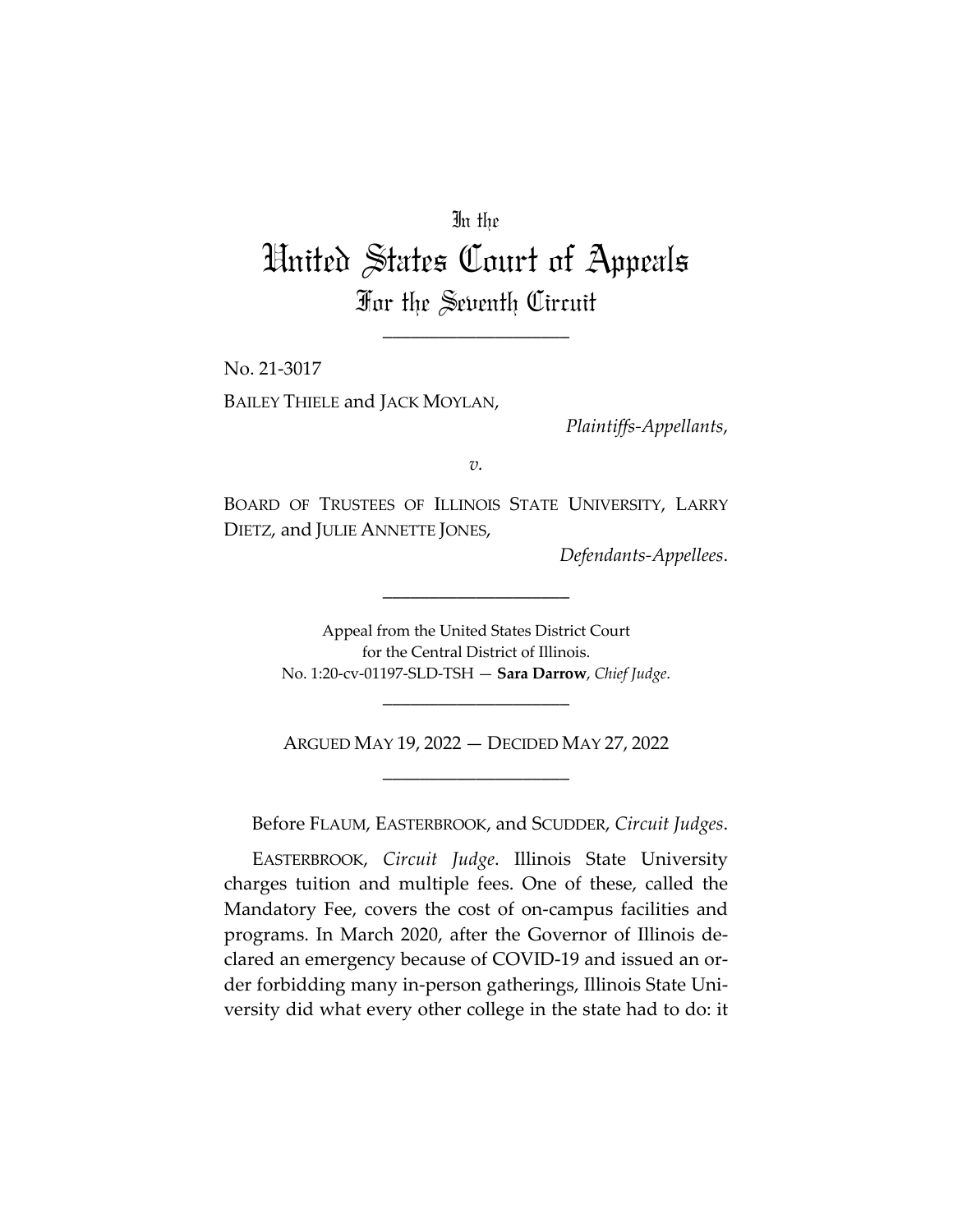In the

# United States Court of Appeals

For the Seventh Circuit

\_\_\_\_\_\_\_\_\_\_\_\_\_\_\_\_\_\_\_\_

No. 21-3017

BAILEY THIELE and JACK MOYLAN,

*Plaintiffs-Appellants*,

*v.*

BOARD OF TRUSTEES OF ILLINOIS STATE UNIVERSITY, LARRY DIETZ, and JULIE ANNETTE JONES,

*Defendants-Appellees*.

\_\_\_\_\_\_\_\_\_\_\_\_\_\_\_\_\_\_\_\_

Appeal from the United States District Court
for the Central District of Illinois.
No. 1:20-cv-01197-SLD-TSH — **Sara Darrow**, *Chief Judge*.

\_\_\_\_\_\_\_\_\_\_\_\_\_\_\_\_\_\_\_\_

ARGUED MAY 19, 2022 — DECIDED MAY 27, 2022

\_\_\_\_\_\_\_\_\_\_\_\_\_\_\_\_\_\_\_\_

Before FLAUM, EASTERBROOK, and SCUDDER, *Circuit Judges*.

EASTERBROOK, *Circuit Judge*. Illinois State University charges tuition and multiple fees. One of these, called the Mandatory Fee, covers the cost of on-campus facilities and programs. In March 2020, after the Governor of Illinois declared an emergency because of COVID-19 and issued an order forbidding many in-person gatherings, Illinois State University did what every other college in the state had to do: it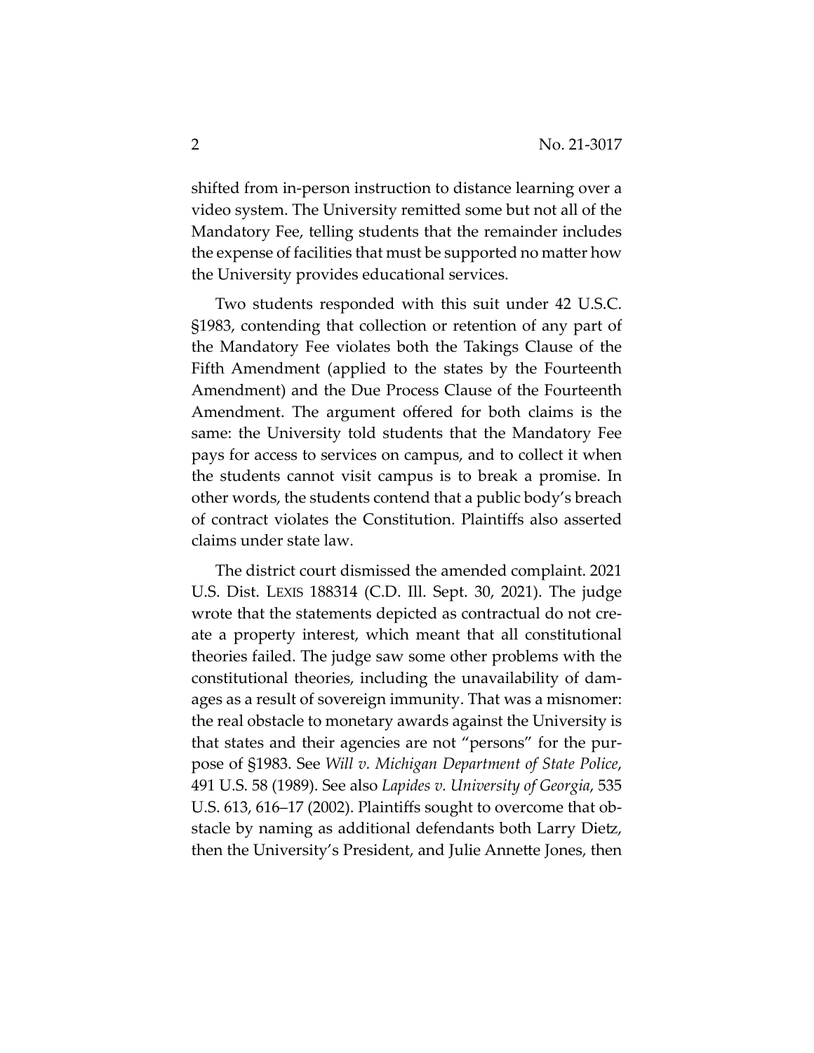shifted from in-person instruction to distance learning over a video system. The University remitted some but not all of the Mandatory Fee, telling students that the remainder includes the expense of facilities that must be supported no matter how the University provides educational services.

Two students responded with this suit under 42 U.S.C. §1983, contending that collection or retention of any part of the Mandatory Fee violates both the Takings Clause of the Fifth Amendment (applied to the states by the Fourteenth Amendment) and the Due Process Clause of the Fourteenth Amendment. The argument offered for both claims is the same: the University told students that the Mandatory Fee pays for access to services on campus, and to collect it when the students cannot visit campus is to break a promise. In other words, the students contend that a public body's breach of contract violates the Constitution. Plaintiffs also asserted claims under state law.

The district court dismissed the amended complaint. 2021 U.S. Dist. LEXIS 188314 (C.D. Ill. Sept. 30, 2021). The judge wrote that the statements depicted as contractual do not create a property interest, which meant that all constitutional theories failed. The judge saw some other problems with the constitutional theories, including the unavailability of damages as a result of sovereign immunity. That was a misnomer: the real obstacle to monetary awards against the University is that states and their agencies are not "persons" for the purpose of §1983. See *Will v. Michigan Department of State Police*, 491 U.S. 58 (1989). See also *Lapides v. University of Georgia*, 535 U.S. 613, 616–17 (2002). Plaintiffs sought to overcome that obstacle by naming as additional defendants both Larry Dietz, then the University's President, and Julie Annette Jones, then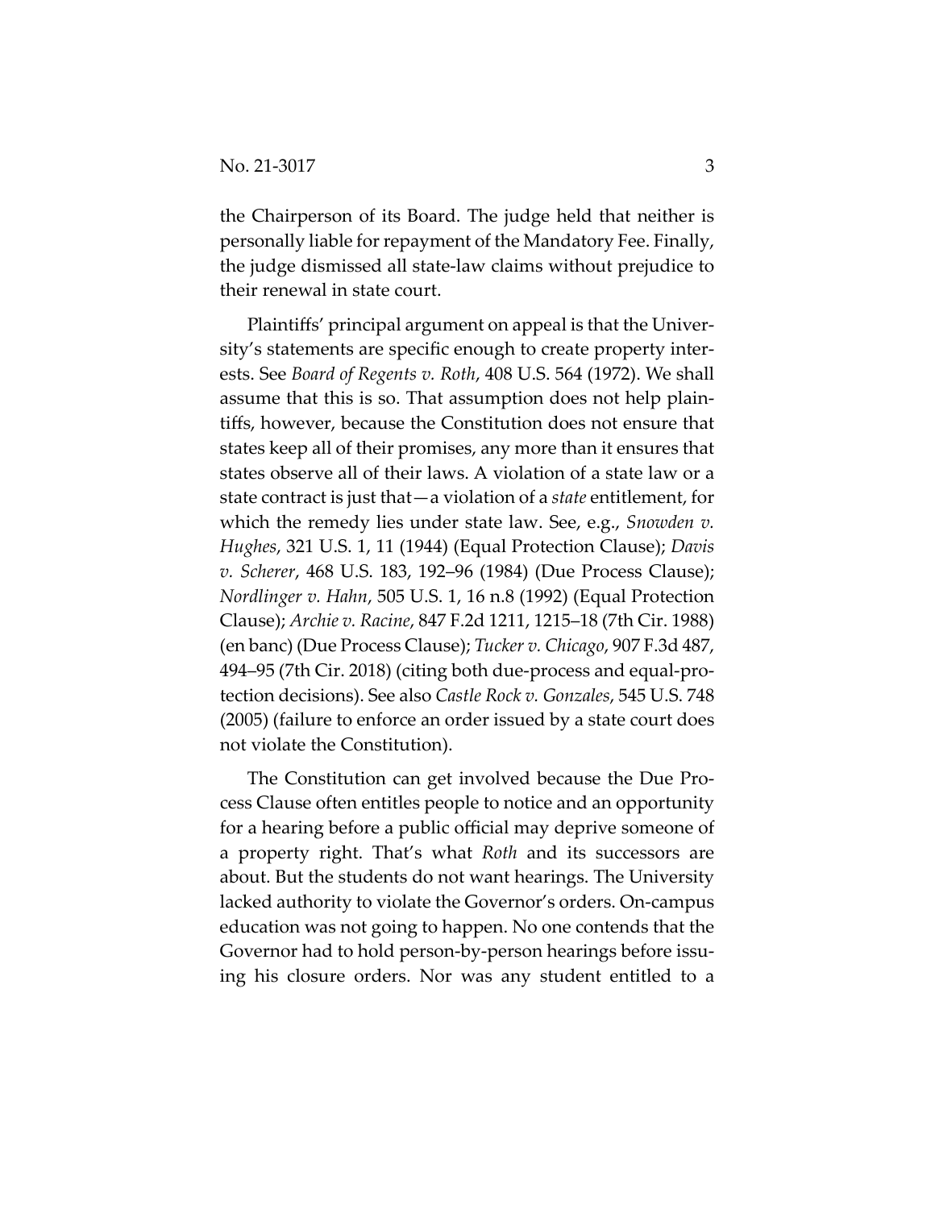the Chairperson of its Board. The judge held that neither is personally liable for repayment of the Mandatory Fee. Finally, the judge dismissed all state-law claims without prejudice to their renewal in state court.

Plaintiffs' principal argument on appeal is that the University's statements are specific enough to create property interests. See *Board of Regents v. Roth*, 408 U.S. 564 (1972). We shall assume that this is so. That assumption does not help plaintiffs, however, because the Constitution does not ensure that states keep all of their promises, any more than it ensures that states observe all of their laws. A violation of a state law or a state contract is just that—a violation of a *state* entitlement, for which the remedy lies under state law. See, e.g., *Snowden v. Hughes*, 321 U.S. 1, 11 (1944) (Equal Protection Clause); *Davis v. Scherer*, 468 U.S. 183, 192–96 (1984) (Due Process Clause); *Nordlinger v. Hahn*, 505 U.S. 1, 16 n.8 (1992) (Equal Protection Clause); *Archie v. Racine*, 847 F.2d 1211, 1215–18 (7th Cir. 1988) (en banc) (Due Process Clause); *Tucker v. Chicago*, 907 F.3d 487, 494–95 (7th Cir. 2018) (citing both due-process and equal-protection decisions). See also *Castle Rock v. Gonzales*, 545 U.S. 748 (2005) (failure to enforce an order issued by a state court does not violate the Constitution).

The Constitution can get involved because the Due Process Clause often entitles people to notice and an opportunity for a hearing before a public official may deprive someone of a property right. That's what *Roth* and its successors are about. But the students do not want hearings. The University lacked authority to violate the Governor's orders. On-campus education was not going to happen. No one contends that the Governor had to hold person-by-person hearings before issuing his closure orders. Nor was any student entitled to a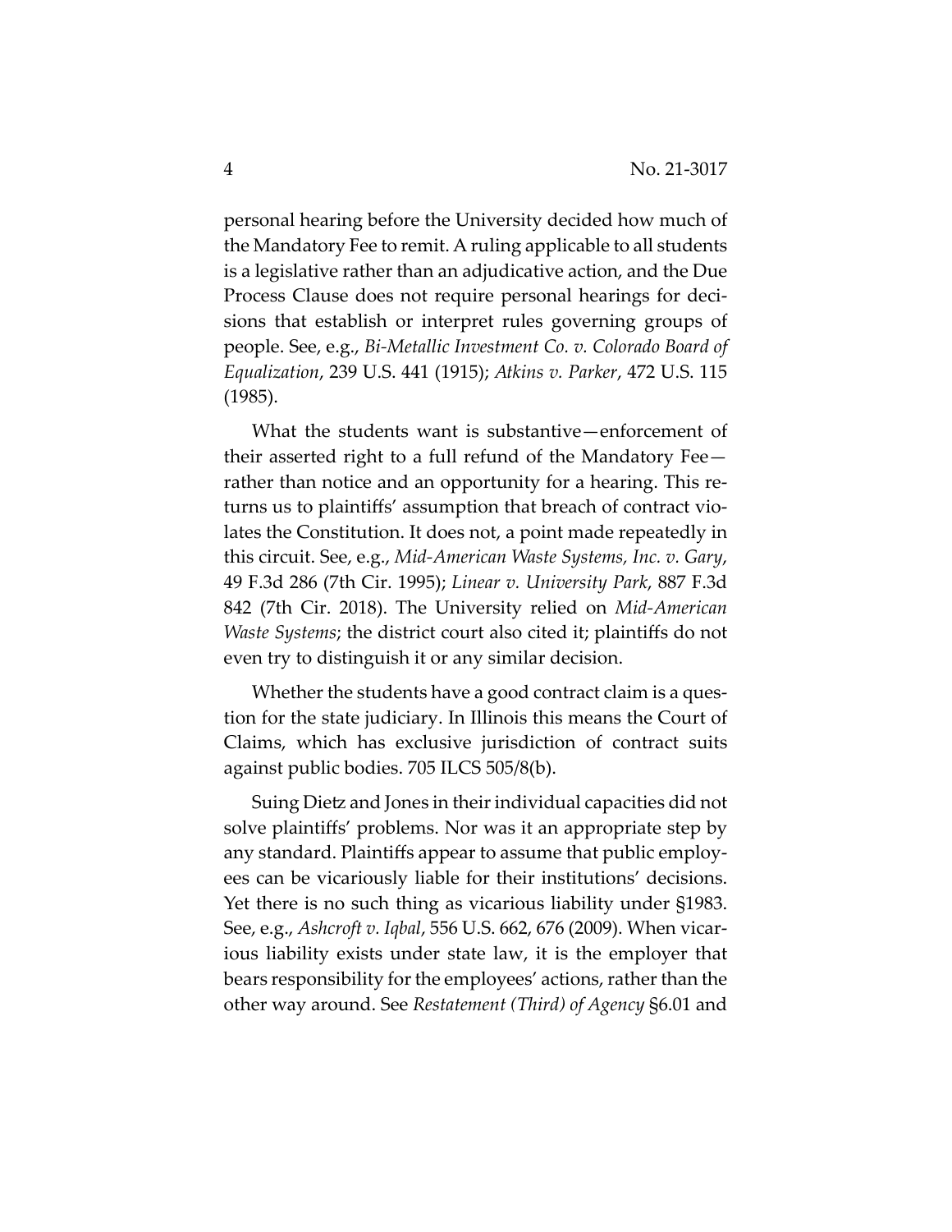personal hearing before the University decided how much of the Mandatory Fee to remit. A ruling applicable to all students is a legislative rather than an adjudicative action, and the Due Process Clause does not require personal hearings for decisions that establish or interpret rules governing groups of people. See, e.g., *Bi-Metallic Investment Co. v. Colorado Board of Equalization*, 239 U.S. 441 (1915); *Atkins v. Parker*, 472 U.S. 115 (1985).

What the students want is substantive—enforcement of their asserted right to a full refund of the Mandatory Fee—rather than notice and an opportunity for a hearing. This returns us to plaintiffs' assumption that breach of contract violates the Constitution. It does not, a point made repeatedly in this circuit. See, e.g., *Mid-American Waste Systems, Inc. v. Gary*, 49 F.3d 286 (7th Cir. 1995); *Linear v. University Park*, 887 F.3d 842 (7th Cir. 2018). The University relied on *Mid-American Waste Systems*; the district court also cited it; plaintiffs do not even try to distinguish it or any similar decision.

Whether the students have a good contract claim is a question for the state judiciary. In Illinois this means the Court of Claims, which has exclusive jurisdiction of contract suits against public bodies. 705 ILCS 505/8(b).

Suing Dietz and Jones in their individual capacities did not solve plaintiffs' problems. Nor was it an appropriate step by any standard. Plaintiffs appear to assume that public employees can be vicariously liable for their institutions' decisions. Yet there is no such thing as vicarious liability under §1983. See, e.g., *Ashcroft v. Iqbal*, 556 U.S. 662, 676 (2009). When vicarious liability exists under state law, it is the employer that bears responsibility for the employees' actions, rather than the other way around. See *Restatement (Third) of Agency* §6.01 and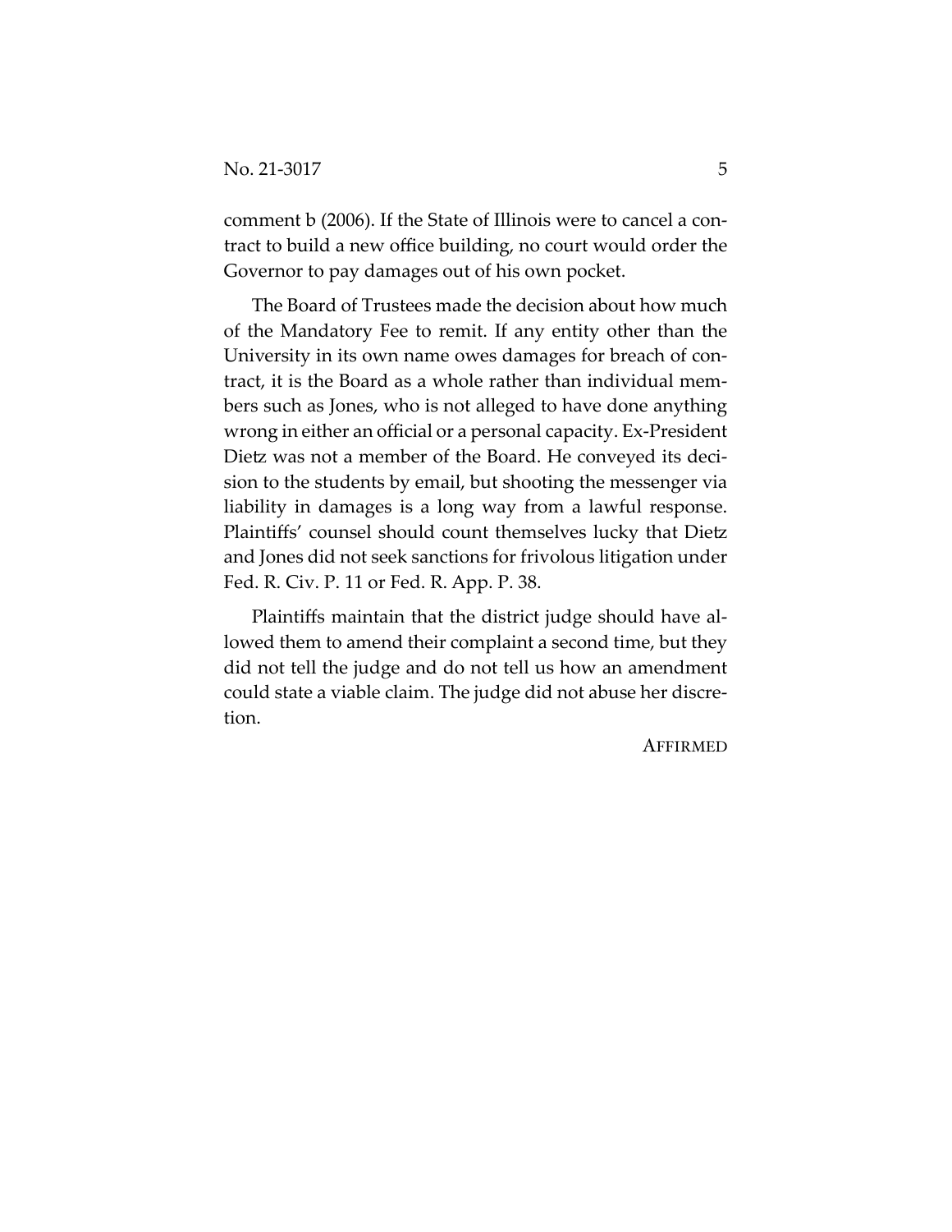comment b (2006). If the State of Illinois were to cancel a contract to build a new office building, no court would order the Governor to pay damages out of his own pocket.

The Board of Trustees made the decision about how much of the Mandatory Fee to remit. If any entity other than the University in its own name owes damages for breach of contract, it is the Board as a whole rather than individual members such as Jones, who is not alleged to have done anything wrong in either an official or a personal capacity. Ex-President Dietz was not a member of the Board. He conveyed its decision to the students by email, but shooting the messenger via liability in damages is a long way from a lawful response. Plaintiffs' counsel should count themselves lucky that Dietz and Jones did not seek sanctions for frivolous litigation under Fed. R. Civ. P. 11 or Fed. R. App. P. 38.

Plaintiffs maintain that the district judge should have allowed them to amend their complaint a second time, but they did not tell the judge and do not tell us how an amendment could state a viable claim. The judge did not abuse her discretion.

AFFIRMED